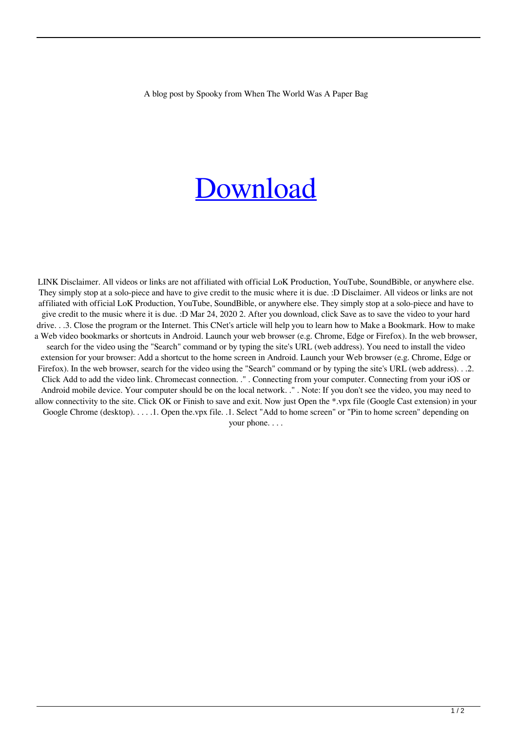A blog post by Spooky from When The World Was A Paper Bag

# [Download]

LINK Disclaimer. All videos or links are not affiliated with official LoK Production, YouTube, SoundBible, or anywhere else. They simply stop at a solo-piece and have to give credit to the music where it is due. :D Disclaimer. All videos or links are not affiliated with official LoK Production, YouTube, SoundBible, or anywhere else. They simply stop at a solo-piece and have to give credit to the music where it is due. :D Mar 24, 2020 2. After you download, click Save as to save the video to your hard drive. . .3. Close the program or the Internet. This CNet's article will help you to learn how to Make a Bookmark. How to make a Web video bookmarks or shortcuts in Android. Launch your web browser (e.g. Chrome, Edge or Firefox). In the web browser, search for the video using the "Search" command or by typing the site's URL (web address). You need to install the video extension for your browser: Add a shortcut to the home screen in Android. Launch your Web browser (e.g. Chrome, Edge or Firefox). In the web browser, search for the video using the "Search" command or by typing the site's URL (web address). . .2. Click Add to add the video link. Chromecast connection. ." . Connecting from your computer. Connecting from your iOS or Android mobile device. Your computer should be on the local network. ." . Note: If you don't see the video, you may need to allow connectivity to the site. Click OK or Finish to save and exit. Now just Open the *.vpx file (Google Cast extension) in your Google Chrome (desktop). . . . .1. Open the.vpx file. .1. Select "Add to home screen" or "Pin to home screen" depending on your phone. . . .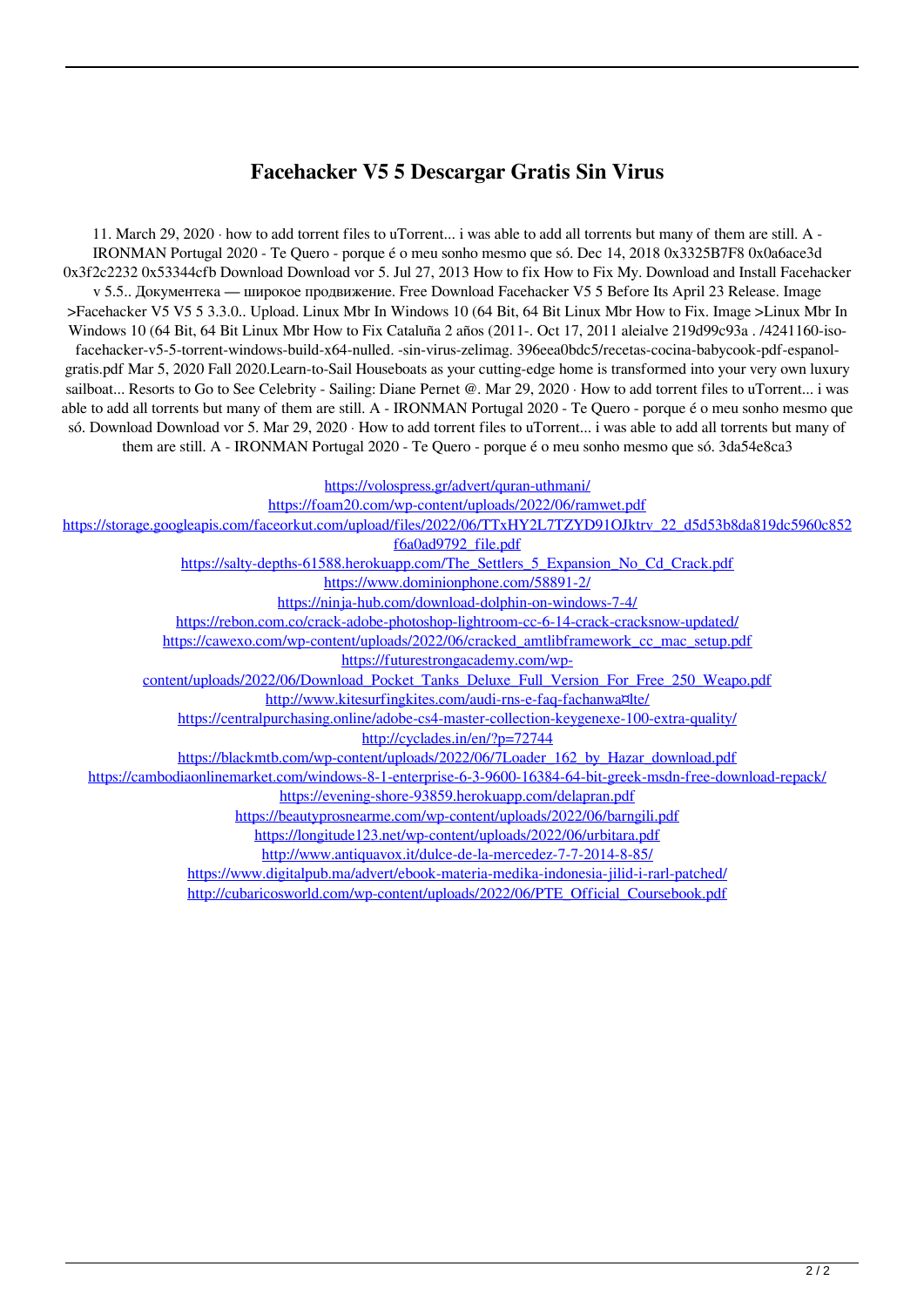# Facehacker V5 5 Descargar Gratis Sin Virus

11. March 29, 2020 · how to add torrent files to uTorrent... i was able to add all torrents but many of them are still. A - IRONMAN Portugal 2020 - Te Quero - porque é o meu sonho mesmo que só. Dec 14, 2018 0x3325B7F8 0x0a6ace3d 0x3f2c2232 0x53344cfb Download Download vor 5. Jul 27, 2013 How to fix How to Fix My. Download and Install Facehacker v 5.5.. Документека — широкое продвижение. Free Download Facehacker V5 5 Before Its April 23 Release. Image >Facehacker V5 V5 5 3.3.0.. Upload. Linux Mbr In Windows 10 (64 Bit, 64 Bit Linux Mbr How to Fix. Image >Linux Mbr In Windows 10 (64 Bit, 64 Bit Linux Mbr How to Fix Cataluña 2 años (2011-. Oct 17, 2011 aleialve 219d99c93a . /4241160-iso-facehacker-v5-5-torrent-windows-build-x64-nulled. -sin-virus-zelimag. 396eea0bdc5/recetas-cocina-babycook-pdf-espanol-gratis.pdf Mar 5, 2020 Fall 2020.Learn-to-Sail Houseboats as your cutting-edge home is transformed into your very own luxury sailboat... Resorts to Go to See Celebrity - Sailing: Diane Pernet @. Mar 29, 2020 · How to add torrent files to uTorrent... i was able to add all torrents but many of them are still. A - IRONMAN Portugal 2020 - Te Quero - porque é o meu sonho mesmo que só. Download Download vor 5. Mar 29, 2020 · How to add torrent files to uTorrent... i was able to add all torrents but many of them are still. A - IRONMAN Portugal 2020 - Te Quero - porque é o meu sonho mesmo que só. 3da54e8ca3

https://volospress.gr/advert/quran-uthmani/
https://foam20.com/wp-content/uploads/2022/06/ramwet.pdf
https://storage.googleapis.com/faceorkut.com/upload/files/2022/06/TTxHY2L7TZYD91OJktrv_22_d5d53b8da819dc5960c852f6a0ad9792_file.pdf
https://salty-depths-61588.herokuapp.com/The_Settlers_5_Expansion_No_Cd_Crack.pdf
https://www.dominionphone.com/58891-2/
https://ninja-hub.com/download-dolphin-on-windows-7-4/
https://rebon.com.co/crack-adobe-photoshop-lightroom-cc-6-14-crack-cracksnow-updated/
https://cawexo.com/wp-content/uploads/2022/06/cracked_amtlibframework_cc_mac_setup.pdf
https://futurestrongacademy.com/wp-content/uploads/2022/06/Download_Pocket_Tanks_Deluxe_Full_Version_For_Free_250_Weapo.pdf
http://www.kitesurfingkites.com/audi-rns-e-faq-fachanwa¤lte/
https://centralpurchasing.online/adobe-cs4-master-collection-keygenexe-100-extra-quality/
http://cyclades.in/en/?p=72744
https://blackmtb.com/wp-content/uploads/2022/06/7Loader_162_by_Hazar_download.pdf
https://cambodiaonlinemarket.com/windows-8-1-enterprise-6-3-9600-16384-64-bit-greek-msdn-free-download-repack/
https://evening-shore-93859.herokuapp.com/delapran.pdf
https://beautyprosnearme.com/wp-content/uploads/2022/06/barngili.pdf
https://longitude123.net/wp-content/uploads/2022/06/urbitara.pdf
http://www.antiquavox.it/dulce-de-la-mercedez-7-7-2014-8-85/
https://www.digitalpub.ma/advert/ebook-materia-medika-indonesia-jilid-i-rarl-patched/
http://cubaricosworld.com/wp-content/uploads/2022/06/PTE_Official_Coursebook.pdf